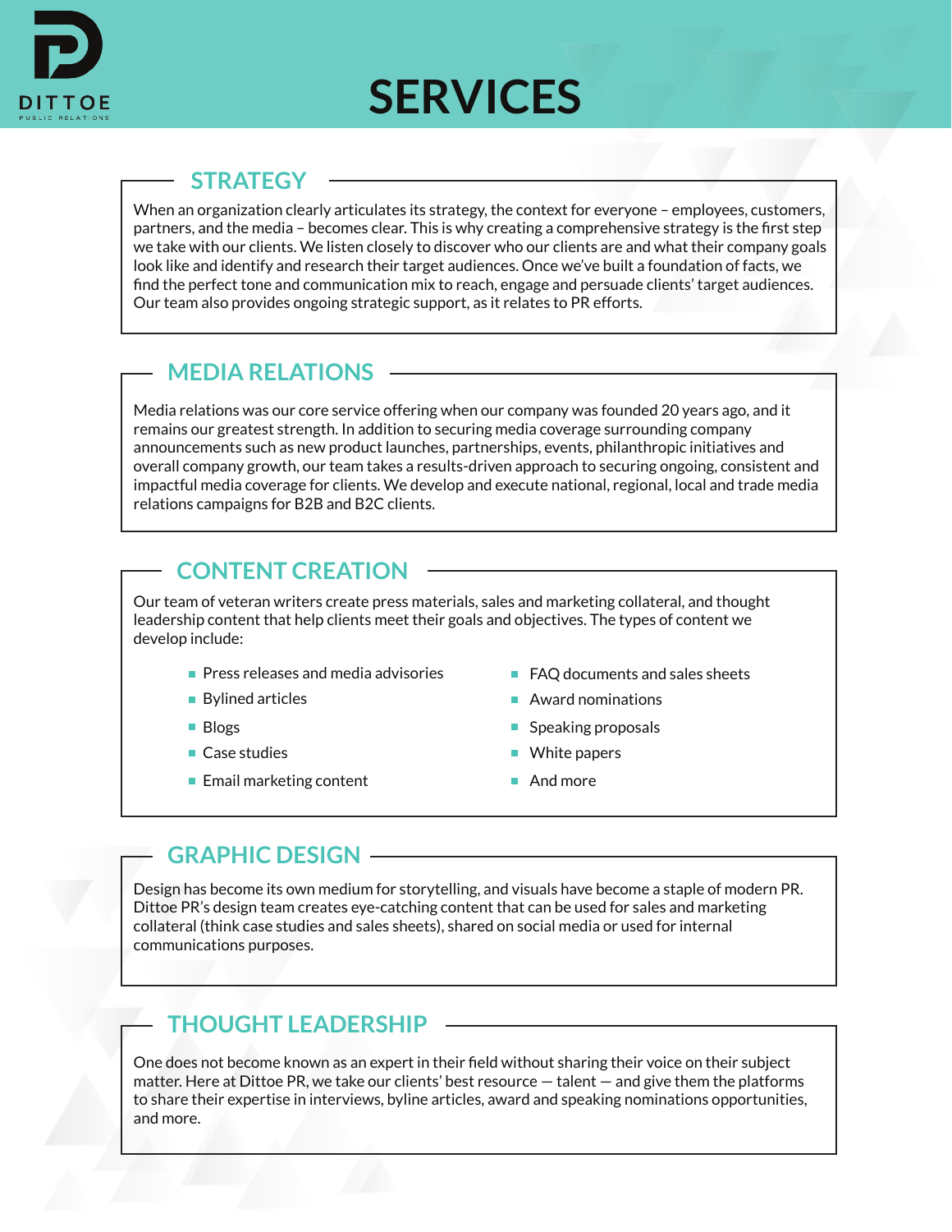# SERVICES

## STRATEGY

When an organization clearly articulates its strategy, the context for everyone – employees, customers, partners, and the media – becomes clear. This is why creating a comprehensive strategy is the first step we take with our clients. We listen closely to discover who our clients are and what their company goals look like and identify and research their target audiences. Once we've built a foundation of facts, we find the perfect tone and communication mix to reach, engage and persuade clients' target audiences. Our team also provides ongoing strategic support, as it relates to PR efforts.

## MEDIA RELATIONS

Media relations was our core service offering when our company was founded 20 years ago, and it remains our greatest strength. In addition to securing media coverage surrounding company announcements such as new product launches, partnerships, events, philanthropic initiatives and overall company growth, our team takes a results-driven approach to securing ongoing, consistent and impactful media coverage for clients. We develop and execute national, regional, local and trade media relations campaigns for B2B and B2C clients.

## CONTENT CREATION

Our team of veteran writers create press materials, sales and marketing collateral, and thought leadership content that help clients meet their goals and objectives. The types of content we develop include:

- Press releases and media advisories
- Bylined articles
- Blogs
- Case studies
- Email marketing content
- FAQ documents and sales sheets
- Award nominations
- Speaking proposals
- White papers
- And more

## GRAPHIC DESIGN

Design has become its own medium for storytelling, and visuals have become a staple of modern PR. Dittoe PR's design team creates eye-catching content that can be used for sales and marketing collateral (think case studies and sales sheets), shared on social media or used for internal communications purposes.

## THOUGHT LEADERSHIP

One does not become known as an expert in their field without sharing their voice on their subject matter. Here at Dittoe PR, we take our clients' best resource — talent — and give them the platforms to share their expertise in interviews, byline articles, award and speaking nominations opportunities, and more.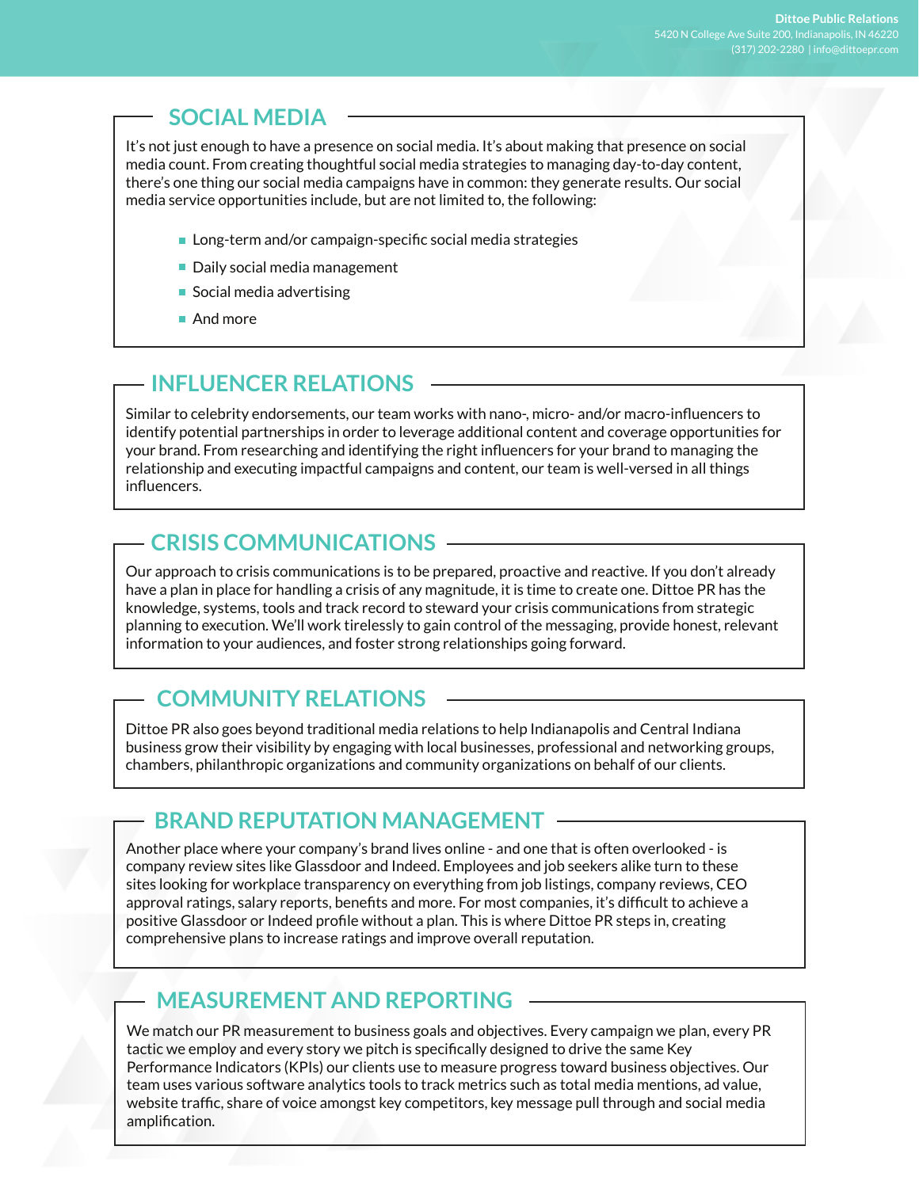## SOCIAL MEDIA

It's not just enough to have a presence on social media. It's about making that presence on social media count. From creating thoughtful social media strategies to managing day-to-day content, there's one thing our social media campaigns have in common: they generate results. Our social media service opportunities include, but are not limited to, the following:

- Long-term and/or campaign-specific social media strategies
- Daily social media management
- Social media advertising
- And more

## INFLUENCER RELATIONS

Similar to celebrity endorsements, our team works with nano-, micro- and/or macro-influencers to identify potential partnerships in order to leverage additional content and coverage opportunities for your brand. From researching and identifying the right influencers for your brand to managing the relationship and executing impactful campaigns and content, our team is well-versed in all things influencers.

## CRISIS COMMUNICATIONS

Our approach to crisis communications is to be prepared, proactive and reactive. If you don't already have a plan in place for handling a crisis of any magnitude, it is time to create one. Dittoe PR has the knowledge, systems, tools and track record to steward your crisis communications from strategic planning to execution. We'll work tirelessly to gain control of the messaging, provide honest, relevant information to your audiences, and foster strong relationships going forward.

## COMMUNITY RELATIONS

Dittoe PR also goes beyond traditional media relations to help Indianapolis and Central Indiana business grow their visibility by engaging with local businesses, professional and networking groups, chambers, philanthropic organizations and community organizations on behalf of our clients.

## BRAND REPUTATION MANAGEMENT

Another place where your company's brand lives online - and one that is often overlooked - is company review sites like Glassdoor and Indeed. Employees and job seekers alike turn to these sites looking for workplace transparency on everything from job listings, company reviews, CEO approval ratings, salary reports, benefits and more. For most companies, it's difficult to achieve a positive Glassdoor or Indeed profile without a plan. This is where Dittoe PR steps in, creating comprehensive plans to increase ratings and improve overall reputation.

## MEASUREMENT AND REPORTING

We match our PR measurement to business goals and objectives. Every campaign we plan, every PR tactic we employ and every story we pitch is specifically designed to drive the same Key Performance Indicators (KPIs) our clients use to measure progress toward business objectives. Our team uses various software analytics tools to track metrics such as total media mentions, ad value, website traffic, share of voice amongst key competitors, key message pull through and social media amplification.